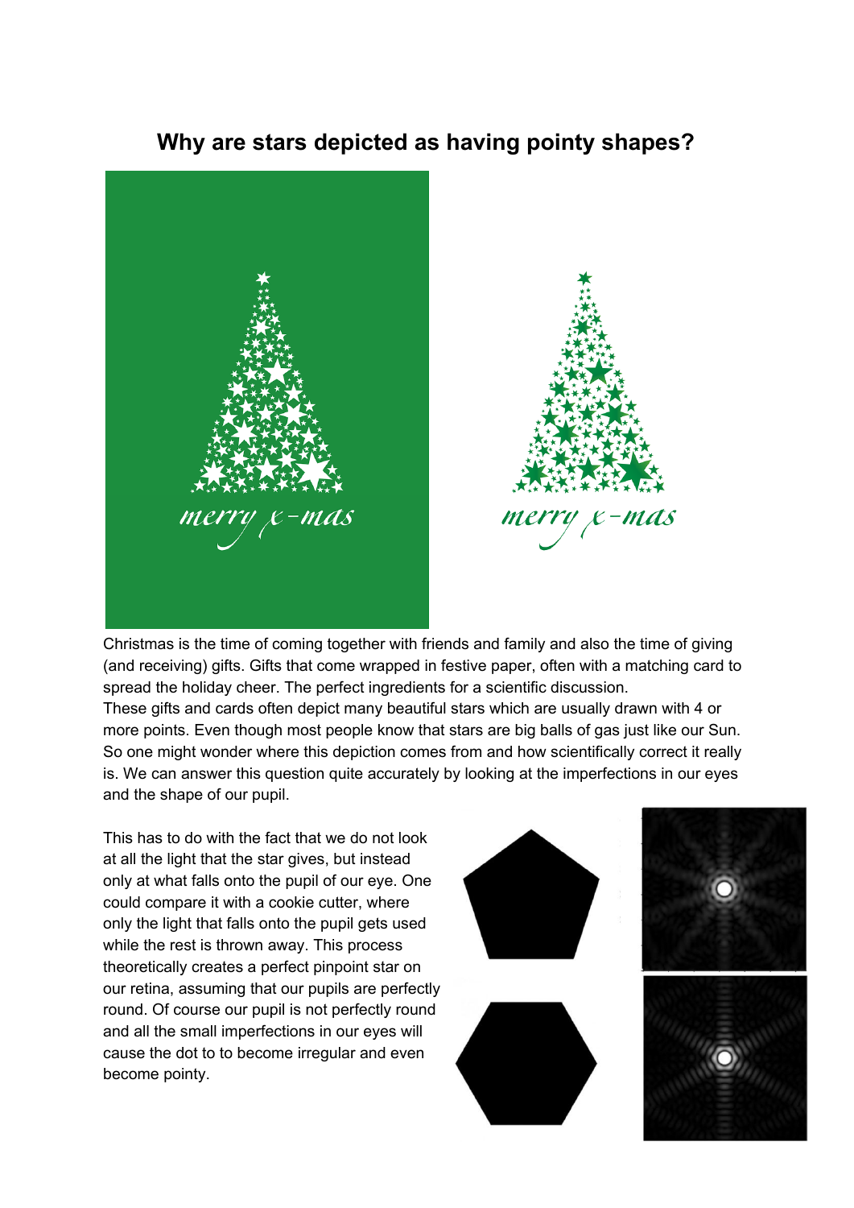# Why are stars depicted as having pointy shapes?

Christmas is the time of coming together with friends and family and also the time of giving (and receiving) gifts. Gifts that come wrapped in festive paper, often with a matching card to spread the holiday cheer. The perfect ingredients for a scientific discussion.

These gifts and cards often depict many beautiful stars which are usually drawn with 4 or more points. Even though most people know that stars are big balls of gas just like our Sun. So one might wonder where this depiction comes from and how scientifically correct it really is. We can answer this question quite accurately by looking at the imperfections in our eyes and the shape of our pupil.

This has to do with the fact that we do not look at all the light that the star gives, but instead only at what falls onto the pupil of our eye. One could compare it with a cookie cutter, where only the light that falls onto the pupil gets used while the rest is thrown away. This process theoretically creates a perfect pinpoint star on our retina, assuming that our pupils are perfectly round. Of course our pupil is not perfectly round and all the small imperfections in our eyes will cause the dot to to become irregular and even become pointy.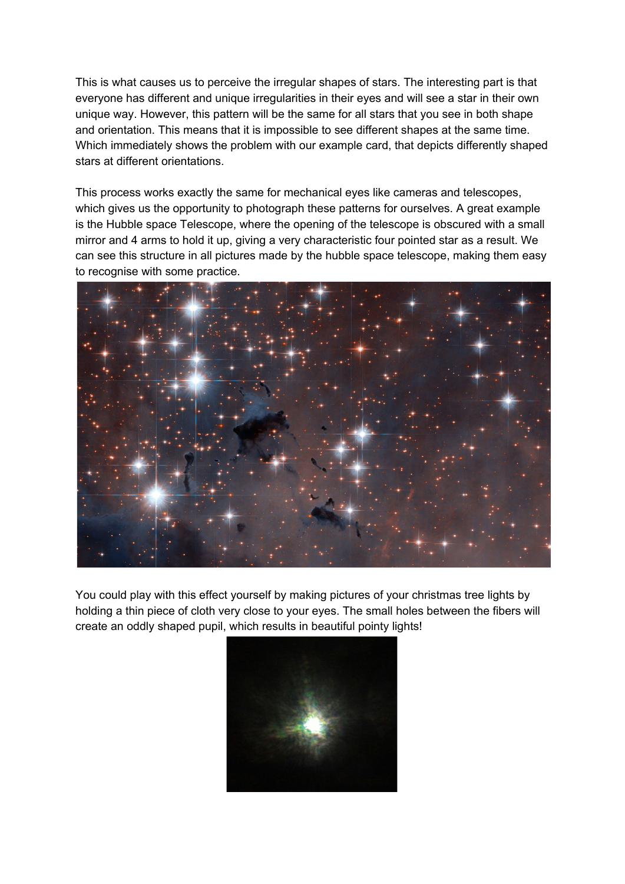This is what causes us to perceive the irregular shapes of stars. The interesting part is that everyone has different and unique irregularities in their eyes and will see a star in their own unique way. However, this pattern will be the same for all stars that you see in both shape and orientation. This means that it is impossible to see different shapes at the same time. Which immediately shows the problem with our example card, that depicts differently shaped stars at different orientations.

This process works exactly the same for mechanical eyes like cameras and telescopes, which gives us the opportunity to photograph these patterns for ourselves. A great example is the Hubble space Telescope, where the opening of the telescope is obscured with a small mirror and 4 arms to hold it up, giving a very characteristic four pointed star as a result. We can see this structure in all pictures made by the hubble space telescope, making them easy to recognise with some practice.

You could play with this effect yourself by making pictures of your christmas tree lights by holding a thin piece of cloth very close to your eyes. The small holes between the fibers will create an oddly shaped pupil, which results in beautiful pointy lights!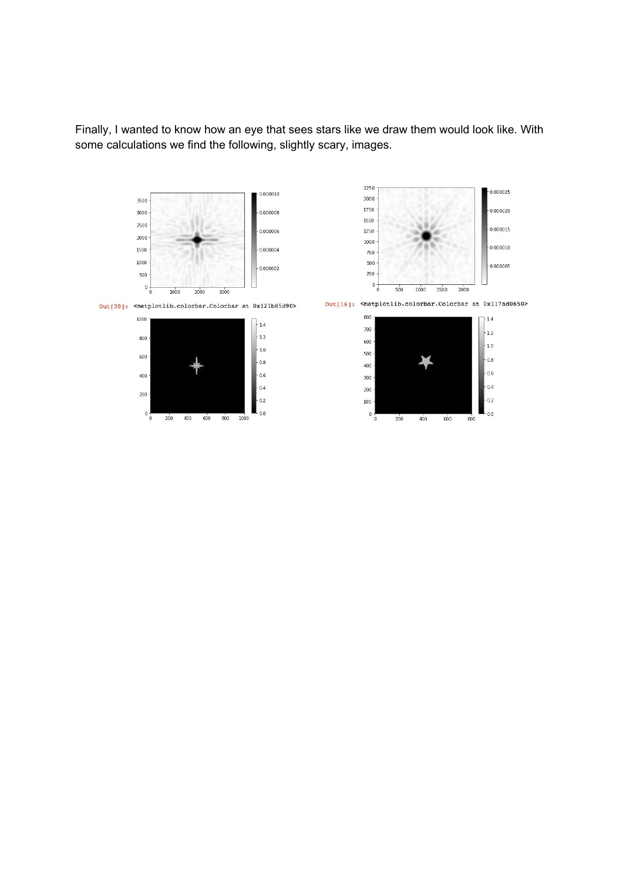Finally, I wanted to know how an eye that sees stars like we draw them would look like. With some calculations we find the following, slightly scary, images.

3500
3000
2500
2000
1500
1000
500
0
0 1000 2000 3000

0.000010
0.000008
0.000006
0.000004
0.000002

2250
2000
1750
1500
1250
1000
750
500
250
0
0 500 1000 1500 2000

0.000025
0.000020
0.000015
0.000010
0.000005

```
Out[30]: <matplotlib.colorbar.Colorbar at 0x121b85d90>
```

```
Out[16]: <matplotlib.colorbar.Colorbar at 0x117ad0650>
```

1000
800
600
400
200
0
0 200 400 600 800 1000

1.4
1.2
1.0
0.8
0.6
0.4
0.2
0.0

800
700
600
500
400
300
200
100
0
0 200 400 600 800

1.4
1.2
1.0
0.8
0.6
0.4
0.2
0.0